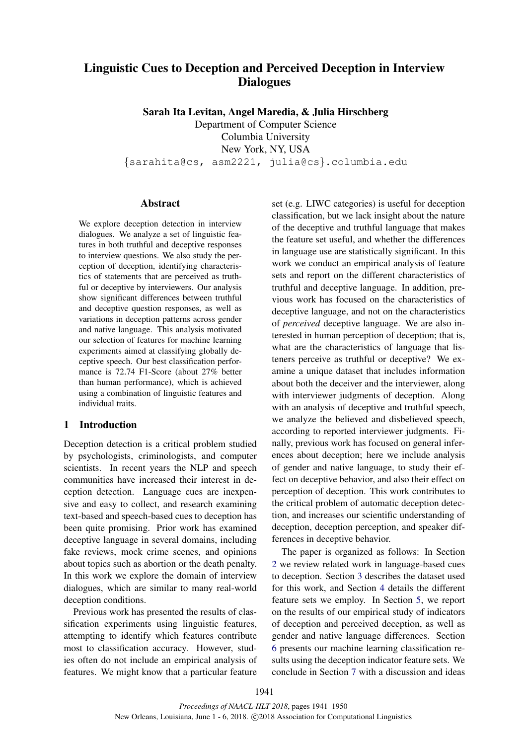# Linguistic Cues to Deception and Perceived Deception in Interview Dialogues

**Sarah Ita Levitan, Angel Maredia, & Julia Hirschberg**

Department of Computer Science
Columbia University
New York, NY, USA
{sarahita@cs, asm2221, julia@cs}.columbia.edu

## Abstract

We explore deception detection in interview dialogues. We analyze a set of linguistic features in both truthful and deceptive responses to interview questions. We also study the perception of deception, identifying characteristics of statements that are perceived as truthful or deceptive by interviewers. Our analysis show significant differences between truthful and deceptive question responses, as well as variations in deception patterns across gender and native language. This analysis motivated our selection of features for machine learning experiments aimed at classifying globally deceptive speech. Our best classification performance is 72.74 F1-Score (about 27% better than human performance), which is achieved using a combination of linguistic features and individual traits.

## 1 Introduction

Deception detection is a critical problem studied by psychologists, criminologists, and computer scientists. In recent years the NLP and speech communities have increased their interest in deception detection. Language cues are inexpensive and easy to collect, and research examining text-based and speech-based cues to deception has been quite promising. Prior work has examined deceptive language in several domains, including fake reviews, mock crime scenes, and opinions about topics such as abortion or the death penalty. In this work we explore the domain of interview dialogues, which are similar to many real-world deception conditions.

Previous work has presented the results of classification experiments using linguistic features, attempting to identify which features contribute most to classification accuracy. However, studies often do not include an empirical analysis of features. We might know that a particular feature set (e.g. LIWC categories) is useful for deception classification, but we lack insight about the nature of the deceptive and truthful language that makes the feature set useful, and whether the differences in language use are statistically significant. In this work we conduct an empirical analysis of feature sets and report on the different characteristics of truthful and deceptive language. In addition, previous work has focused on the characteristics of deceptive language, and not on the characteristics of *perceived* deceptive language. We are also interested in human perception of deception; that is, what are the characteristics of language that listeners perceive as truthful or deceptive? We examine a unique dataset that includes information about both the deceiver and the interviewer, along with interviewer judgments of deception. Along with an analysis of deceptive and truthful speech, we analyze the believed and disbelieved speech, according to reported interviewer judgments. Finally, previous work has focused on general inferences about deception; here we include analysis of gender and native language, to study their effect on deceptive behavior, and also their effect on perception of deception. This work contributes to the critical problem of automatic deception detection, and increases our scientific understanding of deception, deception perception, and speaker differences in deceptive behavior.

The paper is organized as follows: In Section 2 we review related work in language-based cues to deception. Section 3 describes the dataset used for this work, and Section 4 details the different feature sets we employ. In Section 5, we report on the results of our empirical study of indicators of deception and perceived deception, as well as gender and native language differences. Section 6 presents our machine learning classification results using the deception indicator feature sets. We conclude in Section 7 with a discussion and ideas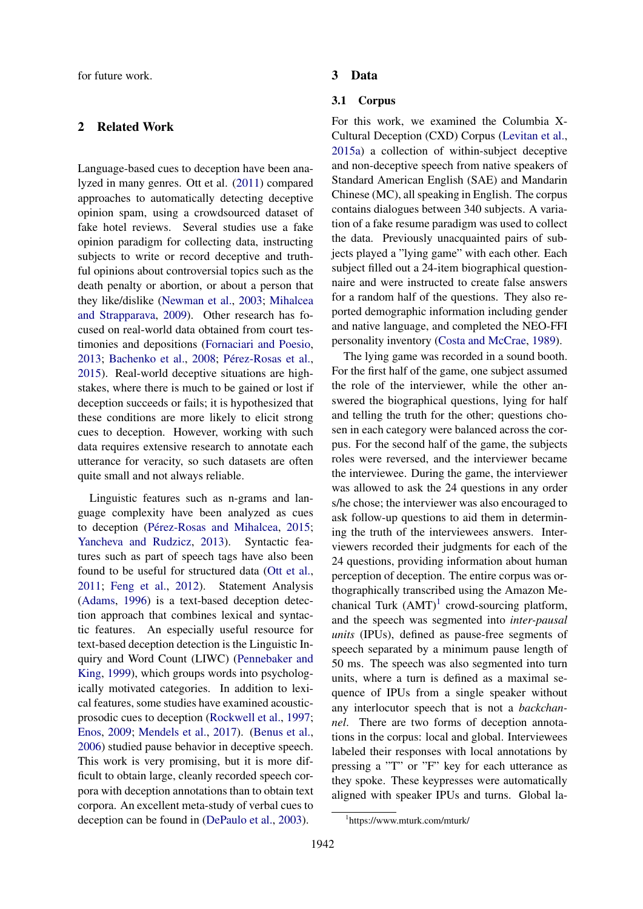for future work.

## 2 Related Work

Language-based cues to deception have been analyzed in many genres. Ott et al. (2011) compared approaches to automatically detecting deceptive opinion spam, using a crowdsourced dataset of fake hotel reviews. Several studies use a fake opinion paradigm for collecting data, instructing subjects to write or record deceptive and truthful opinions about controversial topics such as the death penalty or abortion, or about a person that they like/dislike (Newman et al., 2003; Mihalcea and Strapparava, 2009). Other research has focused on real-world data obtained from court testimonies and depositions (Fornaciari and Poesio, 2013; Bachenko et al., 2008; Pérez-Rosas et al., 2015). Real-world deceptive situations are high-stakes, where there is much to be gained or lost if deception succeeds or fails; it is hypothesized that these conditions are more likely to elicit strong cues to deception. However, working with such data requires extensive research to annotate each utterance for veracity, so such datasets are often quite small and not always reliable.

Linguistic features such as n-grams and language complexity have been analyzed as cues to deception (Pérez-Rosas and Mihalcea, 2015; Yancheva and Rudzicz, 2013). Syntactic features such as part of speech tags have also been found to be useful for structured data (Ott et al., 2011; Feng et al., 2012). Statement Analysis (Adams, 1996) is a text-based deception detection approach that combines lexical and syntactic features. An especially useful resource for text-based deception detection is the Linguistic Inquiry and Word Count (LIWC) (Pennebaker and King, 1999), which groups words into psychologically motivated categories. In addition to lexical features, some studies have examined acoustic-prosodic cues to deception (Rockwell et al., 1997; Enos, 2009; Mendels et al., 2017). (Benus et al., 2006) studied pause behavior in deceptive speech. This work is very promising, but it is more difficult to obtain large, cleanly recorded speech corpora with deception annotations than to obtain text corpora. An excellent meta-study of verbal cues to deception can be found in (DePaulo et al., 2003).

## 3 Data

### 3.1 Corpus

For this work, we examined the Columbia X-Cultural Deception (CXD) Corpus (Levitan et al., 2015a) a collection of within-subject deceptive and non-deceptive speech from native speakers of Standard American English (SAE) and Mandarin Chinese (MC), all speaking in English. The corpus contains dialogues between 340 subjects. A variation of a fake resume paradigm was used to collect the data. Previously unacquainted pairs of subjects played a "lying game" with each other. Each subject filled out a 24-item biographical questionnaire and were instructed to create false answers for a random half of the questions. They also reported demographic information including gender and native language, and completed the NEO-FFI personality inventory (Costa and McCrae, 1989).

The lying game was recorded in a sound booth. For the first half of the game, one subject assumed the role of the interviewer, while the other answered the biographical questions, lying for half and telling the truth for the other; questions chosen in each category were balanced across the corpus. For the second half of the game, the subjects roles were reversed, and the interviewer became the interviewee. During the game, the interviewer was allowed to ask the 24 questions in any order s/he chose; the interviewer was also encouraged to ask follow-up questions to aid them in determining the truth of the interviewees answers. Interviewers recorded their judgments for each of the 24 questions, providing information about human perception of deception. The entire corpus was orthographically transcribed using the Amazon Mechanical Turk (AMT)[1] crowd-sourcing platform, and the speech was segmented into *inter-pausal units* (IPUs), defined as pause-free segments of speech separated by a minimum pause length of 50 ms. The speech was also segmented into turn units, where a turn is defined as a maximal sequence of IPUs from a single speaker without any interlocutor speech that is not a *backchannel*. There are two forms of deception annotations in the corpus: local and global. Interviewees labeled their responses with local annotations by pressing a "T" or "F" key for each utterance as they spoke. These keypresses were automatically aligned with speaker IPUs and turns. Global la-

[1] https://www.mturk.com/mturk/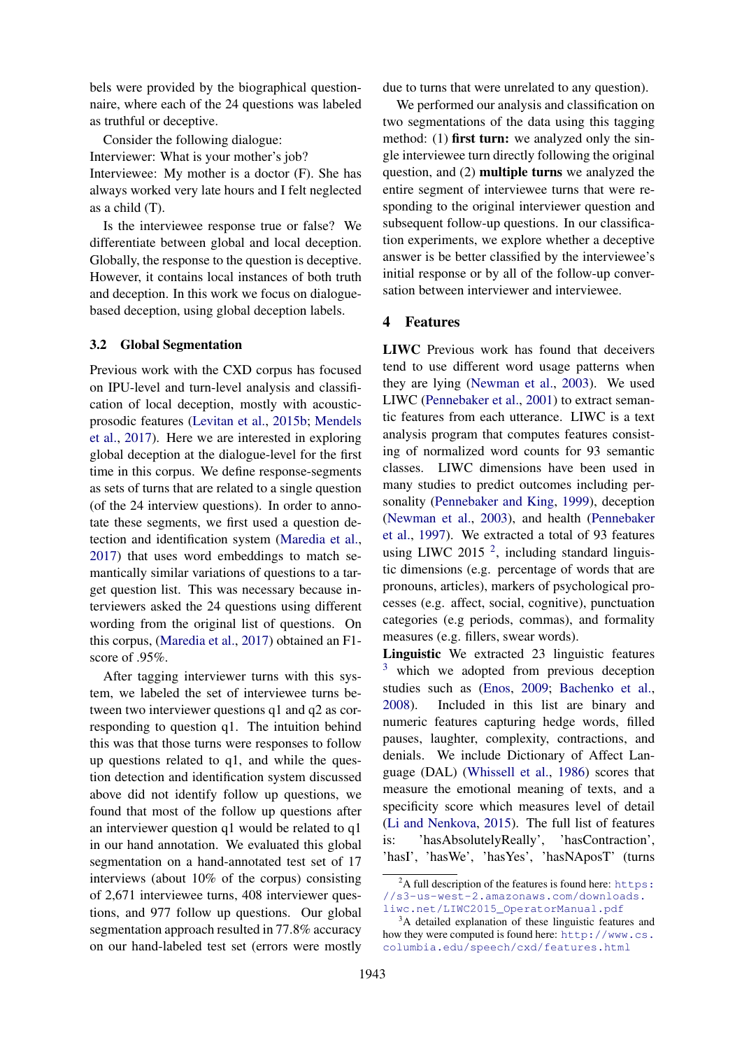bels were provided by the biographical questionnaire, where each of the 24 questions was labeled as truthful or deceptive.

Consider the following dialogue:
Interviewer: What is your mother's job?
Interviewee: My mother is a doctor (F). She has always worked very late hours and I felt neglected as a child (T).

Is the interviewee response true or false? We differentiate between global and local deception. Globally, the response to the question is deceptive. However, it contains local instances of both truth and deception. In this work we focus on dialogue-based deception, using global deception labels.

### 3.2 Global Segmentation

Previous work with the CXD corpus has focused on IPU-level and turn-level analysis and classification of local deception, mostly with acoustic-prosodic features (Levitan et al., 2015b; Mendels et al., 2017). Here we are interested in exploring global deception at the dialogue-level for the first time in this corpus. We define response-segments as sets of turns that are related to a single question (of the 24 interview questions). In order to annotate these segments, we first used a question detection and identification system (Maredia et al., 2017) that uses word embeddings to match semantically similar variations of questions to a target question list. This was necessary because interviewers asked the 24 questions using different wording from the original list of questions. On this corpus, (Maredia et al., 2017) obtained an F1-score of .95%.

After tagging interviewer turns with this system, we labeled the set of interviewee turns between two interviewer questions q1 and q2 as corresponding to question q1. The intuition behind this was that those turns were responses to follow up questions related to q1, and while the question detection and identification system discussed above did not identify follow up questions, we found that most of the follow up questions after an interviewer question q1 would be related to q1 in our hand annotation. We evaluated this global segmentation on a hand-annotated test set of 17 interviews (about 10% of the corpus) consisting of 2,671 interviewee turns, 408 interviewer questions, and 977 follow up questions. Our global segmentation approach resulted in 77.8% accuracy on our hand-labeled test set (errors were mostly due to turns that were unrelated to any question).

We performed our analysis and classification on two segmentations of the data using this tagging method: (1) **first turn:** we analyzed only the single interviewee turn directly following the original question, and (2) **multiple turns** we analyzed the entire segment of interviewee turns that were responding to the original interviewer question and subsequent follow-up questions. In our classification experiments, we explore whether a deceptive answer is be better classified by the interviewee's initial response or by all of the follow-up conversation between interviewer and interviewee.

## 4 Features

**LIWC** Previous work has found that deceivers tend to use different word usage patterns when they are lying (Newman et al., 2003). We used LIWC (Pennebaker et al., 2001) to extract semantic features from each utterance. LIWC is a text analysis program that computes features consisting of normalized word counts for 93 semantic classes. LIWC dimensions have been used in many studies to predict outcomes including personality (Pennebaker and King, 1999), deception (Newman et al., 2003), and health (Pennebaker et al., 1997). We extracted a total of 93 features using LIWC 2015 [2], including standard linguistic dimensions (e.g. percentage of words that are pronouns, articles), markers of psychological processes (e.g. affect, social, cognitive), punctuation categories (e.g periods, commas), and formality measures (e.g. fillers, swear words).

**Linguistic** We extracted 23 linguistic features [3] which we adopted from previous deception studies such as (Enos, 2009; Bachenko et al., 2008). Included in this list are binary and numeric features capturing hedge words, filled pauses, laughter, complexity, contractions, and denials. We include Dictionary of Affect Language (DAL) (Whissell et al., 1986) scores that measure the emotional meaning of texts, and a specificity score which measures level of detail (Li and Nenkova, 2015). The full list of features is: 'hasAbsolutelyReally', 'hasContraction', 'hasI', 'hasWe', 'hasYes', 'hasNAposT' (turns

[2] A full description of the features is found here: https://s3-us-west-2.amazonaws.com/downloads.liwc.net/LIWC2015_OperatorManual.pdf

[3] A detailed explanation of these linguistic features and how they were computed is found here: http://www.cs.columbia.edu/speech/cxd/features.html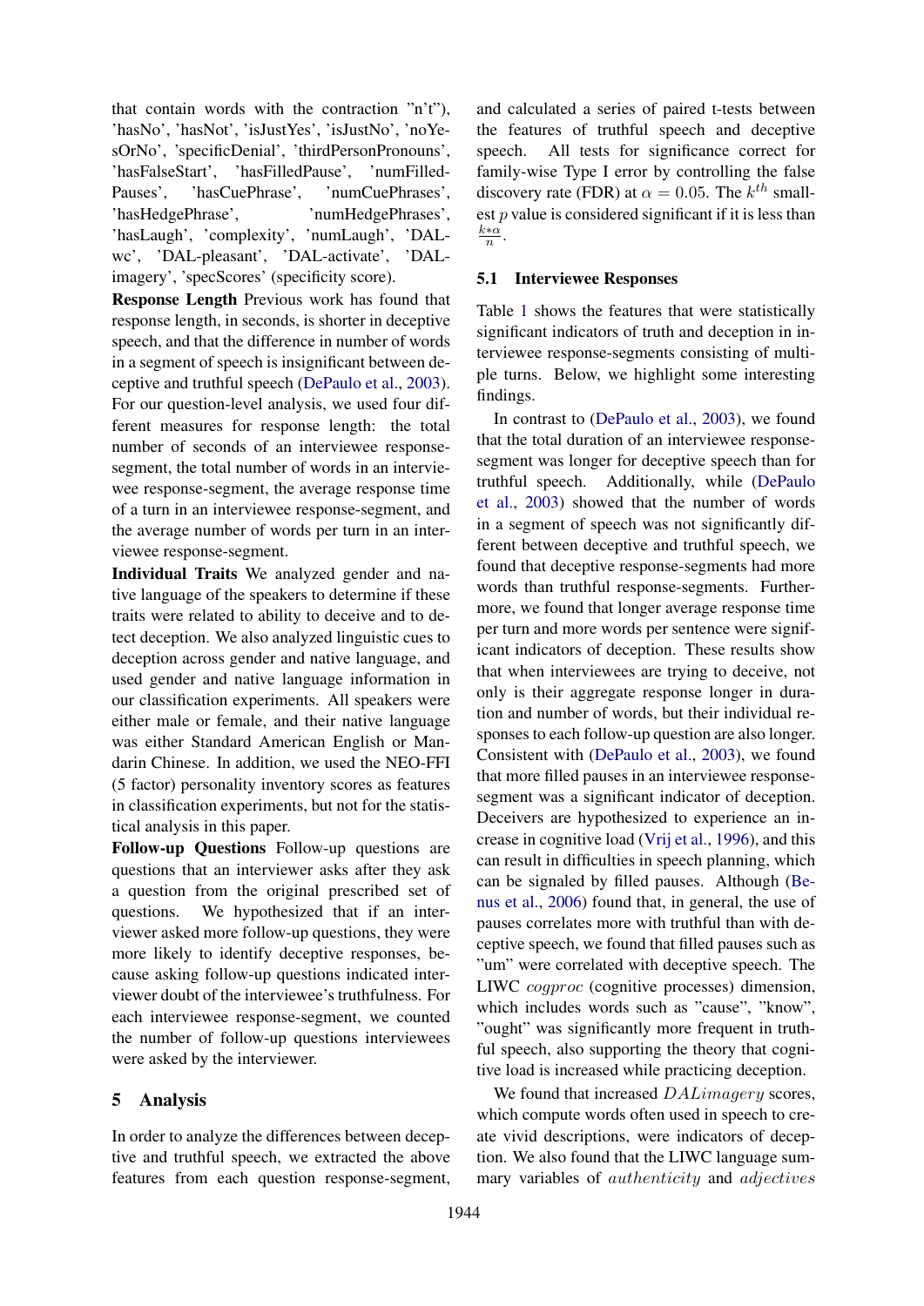that contain words with the contraction "n't"), 'hasNo', 'hasNot', 'isJustYes', 'isJustNo', 'noYesOrNo', 'specificDenial', 'thirdPersonPronouns', 'hasFalseStart', 'hasFilledPause', 'numFilledPauses', 'hasCuePhrase', 'numCuePhrases', 'hasHedgePhrase', 'numHedgePhrases', 'hasLaugh', 'complexity', 'numLaugh', 'DAL-wc', 'DAL-pleasant', 'DAL-activate', 'DAL-imagery', 'specScores' (specificity score).

**Response Length** Previous work has found that response length, in seconds, is shorter in deceptive speech, and that the difference in number of words in a segment of speech is insignificant between deceptive and truthful speech (DePaulo et al., 2003). For our question-level analysis, we used four different measures for response length: the total number of seconds of an interviewee response-segment, the total number of words in an interviewee response-segment, the average response time of a turn in an interviewee response-segment, and the average number of words per turn in an interviewee response-segment.

**Individual Traits** We analyzed gender and native language of the speakers to determine if these traits were related to ability to deceive and to detect deception. We also analyzed linguistic cues to deception across gender and native language, and used gender and native language information in our classification experiments. All speakers were either male or female, and their native language was either Standard American English or Mandarin Chinese. In addition, we used the NEO-FFI (5 factor) personality inventory scores as features in classification experiments, but not for the statistical analysis in this paper.

**Follow-up Questions** Follow-up questions are questions that an interviewer asks after they ask a question from the original prescribed set of questions. We hypothesized that if an interviewer asked more follow-up questions, they were more likely to identify deceptive responses, because asking follow-up questions indicated interviewer doubt of the interviewee's truthfulness. For each interviewee response-segment, we counted the number of follow-up questions interviewees were asked by the interviewer.

## 5 Analysis

In order to analyze the differences between deceptive and truthful speech, we extracted the above features from each question response-segment, and calculated a series of paired t-tests between the features of truthful speech and deceptive speech. All tests for significance correct for family-wise Type I error by controlling the false discovery rate (FDR) at $\alpha = 0.05$. The $k^{th}$ smallest $p$ value is considered significant if it is less than $\frac{k*\alpha}{n}$.

### 5.1 Interviewee Responses

Table 1 shows the features that were statistically significant indicators of truth and deception in interviewee response-segments consisting of multiple turns. Below, we highlight some interesting findings.

In contrast to (DePaulo et al., 2003), we found that the total duration of an interviewee response-segment was longer for deceptive speech than for truthful speech. Additionally, while (DePaulo et al., 2003) showed that the number of words in a segment of speech was not significantly different between deceptive and truthful speech, we found that deceptive response-segments had more words than truthful response-segments. Furthermore, we found that longer average response time per turn and more words per sentence were significant indicators of deception. These results show that when interviewees are trying to deceive, not only is their aggregate response longer in duration and number of words, but their individual responses to each follow-up question are also longer. Consistent with (DePaulo et al., 2003), we found that more filled pauses in an interviewee response-segment was a significant indicator of deception. Deceivers are hypothesized to experience an increase in cognitive load (Vrij et al., 1996), and this can result in difficulties in speech planning, which can be signaled by filled pauses. Although (Benus et al., 2006) found that, in general, the use of pauses correlates more with truthful than with deceptive speech, we found that filled pauses such as "um" were correlated with deceptive speech. The LIWC *cogproc* (cognitive processes) dimension, which includes words such as "cause", "know", "ought" was significantly more frequent in truthful speech, also supporting the theory that cognitive load is increased while practicing deception.

We found that increased $DALimagery$ scores, which compute words often used in speech to create vivid descriptions, were indicators of deception. We also found that the LIWC language summary variables of $authenticity$ and $adjectives$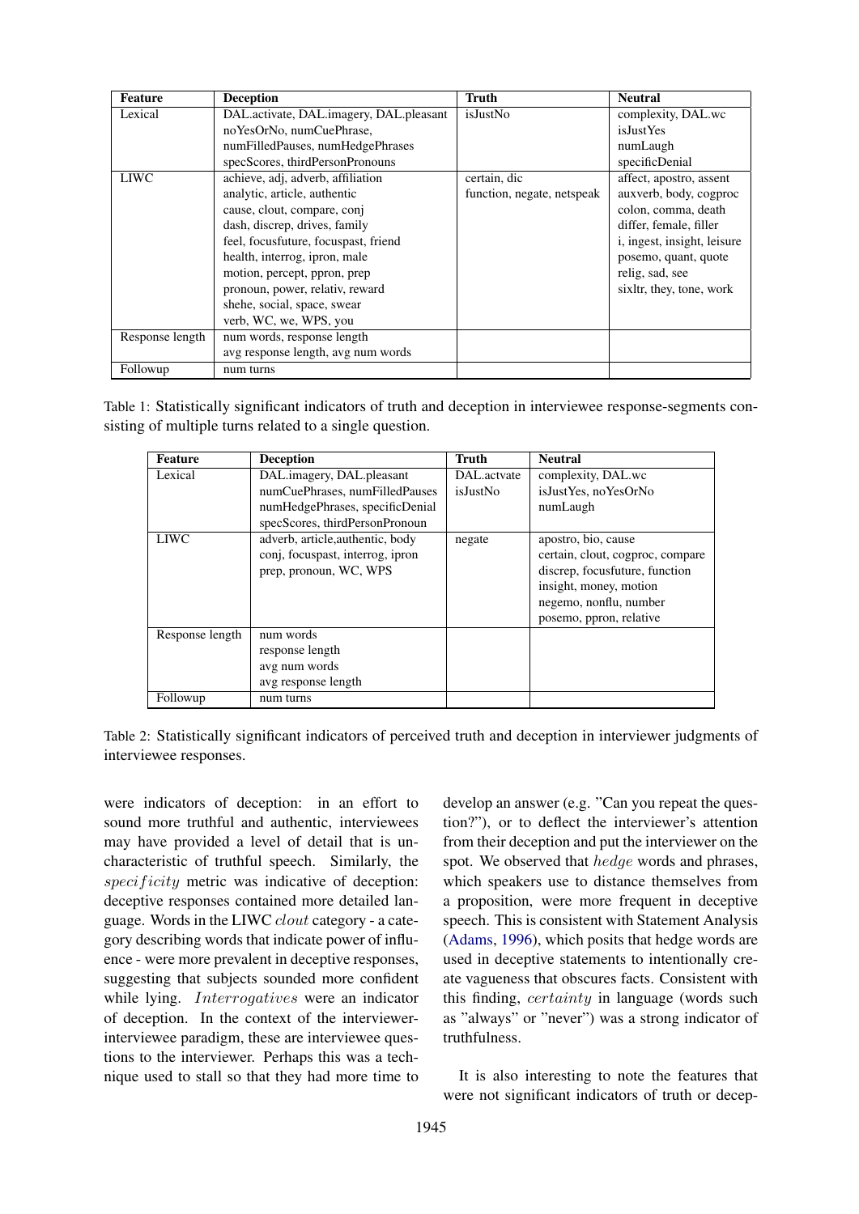| Feature | Deception | Truth | Neutral |
|---|---|---|---|
| Lexical | DAL.activate, DAL.imagery, DAL.pleasant noYesOrNo, numCuePhrase, numFilledPauses, numHedgePhrases specScores, thirdPersonPronouns | isJustNo | complexity, DAL.wc isJustYes numLaugh specificDenial |
| LIWC | achieve, adj, adverb, affiliation analytic, article, authentic cause, clout, compare, conj dash, discrep, drives, family feel, focusfuture, focuspast, friend health, interrog, ipron, male motion, percept, ppron, prep pronoun, power, relativ, reward shehe, social, space, swear verb, WC, we, WPS, you | certain, dic function, negate, netspeak | affect, apostro, assent auxverb, body, cogproc colon, comma, death differ, female, filler i, ingest, insight, leisure posemo, quant, quote relig, sad, see sixltr, they, tone, work |
| Response length | num words, response length avg response length, avg num words | | |
| Followup | num turns | | |

Table 1: Statistically significant indicators of truth and deception in interviewee response-segments consisting of multiple turns related to a single question.

| Feature | Deception | Truth | Neutral |
|---|---|---|---|
| Lexical | DAL.imagery, DAL.pleasant numCuePhrases, numFilledPauses numHedgePhrases, specificDenial specScores, thirdPersonPronoun | DAL.actvate isJustNo | complexity, DAL.wc isJustYes, noYesOrNo numLaugh |
| LIWC | adverb, article,authentic, body conj, focuspast, interrog, ipron prep, pronoun, WC, WPS | negate | apostro, bio, cause certain, clout, cogproc, compare discrep, focusfuture, function insight, money, motion negemo, nonflu, number posemo, ppron, relative |
| Response length | num words response length avg num words avg response length | | |
| Followup | num turns | | |

Table 2: Statistically significant indicators of perceived truth and deception in interviewer judgments of interviewee responses.

were indicators of deception: in an effort to sound more truthful and authentic, interviewees may have provided a level of detail that is uncharacteristic of truthful speech. Similarly, the *specificity* metric was indicative of deception: deceptive responses contained more detailed language. Words in the LIWC *clout* category - a category describing words that indicate power of influence - were more prevalent in deceptive responses, suggesting that subjects sounded more confident while lying. *Interrogatives* were an indicator of deception. In the context of the interviewer-interviewee paradigm, these are interviewee questions to the interviewer. Perhaps this was a technique used to stall so that they had more time to develop an answer (e.g. "Can you repeat the question?"), or to deflect the interviewer's attention from their deception and put the interviewer on the spot. We observed that *hedge* words and phrases, which speakers use to distance themselves from a proposition, were more frequent in deceptive speech. This is consistent with Statement Analysis (Adams, 1996), which posits that hedge words are used in deceptive statements to intentionally create vagueness that obscures facts. Consistent with this finding, *certainty* in language (words such as "always" or "never") was a strong indicator of truthfulness.

It is also interesting to note the features that were not significant indicators of truth or decep-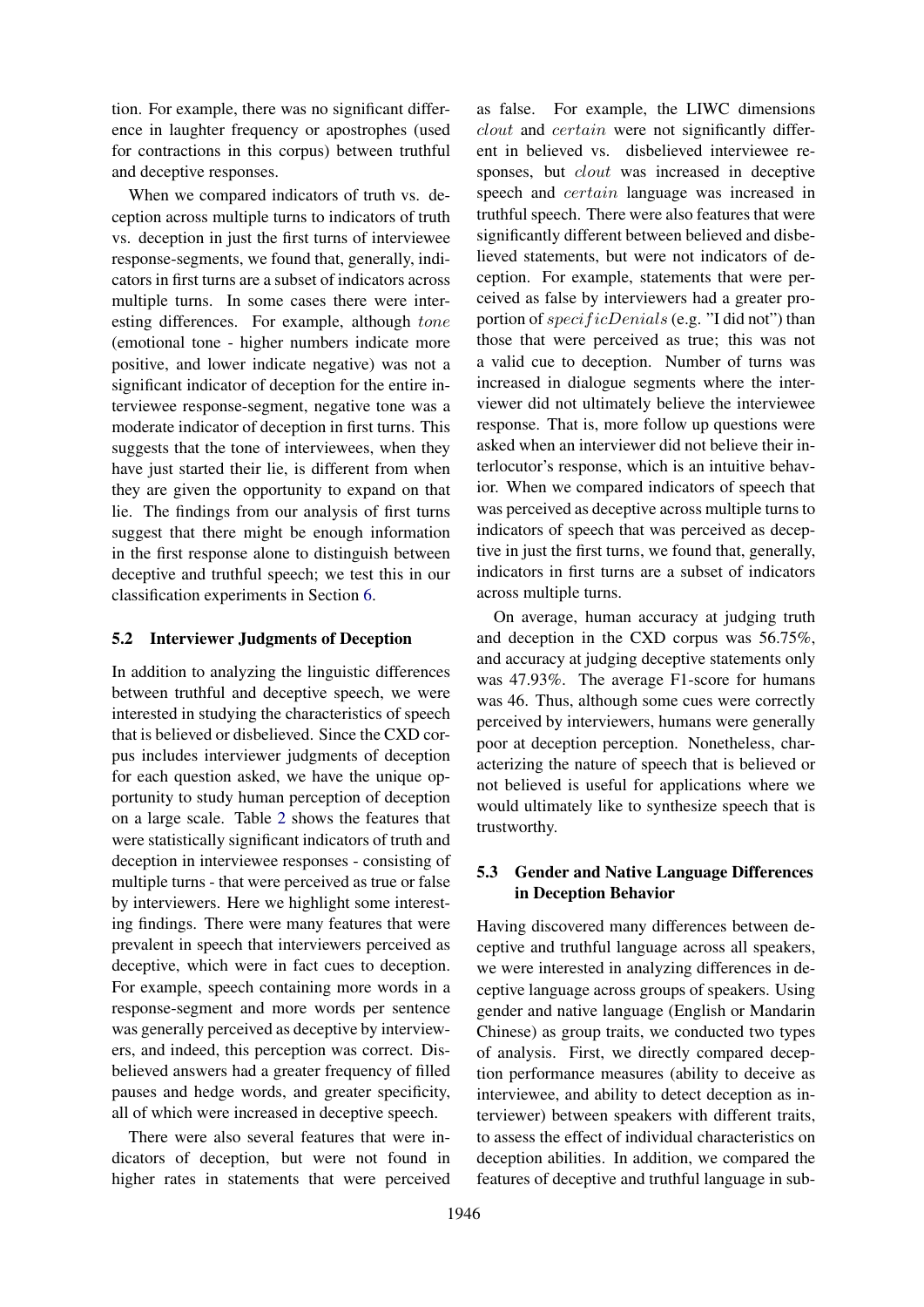tion. For example, there was no significant difference in laughter frequency or apostrophes (used for contractions in this corpus) between truthful and deceptive responses.

When we compared indicators of truth vs. deception across multiple turns to indicators of truth vs. deception in just the first turns of interviewee response-segments, we found that, generally, indicators in first turns are a subset of indicators across multiple turns. In some cases there were interesting differences. For example, although $tone$ (emotional tone - higher numbers indicate more positive, and lower indicate negative) was not a significant indicator of deception for the entire interviewee response-segment, negative tone was a moderate indicator of deception in first turns. This suggests that the tone of interviewees, when they have just started their lie, is different from when they are given the opportunity to expand on that lie. The findings from our analysis of first turns suggest that there might be enough information in the first response alone to distinguish between deceptive and truthful speech; we test this in our classification experiments in Section 6.

### 5.2 Interviewer Judgments of Deception

In addition to analyzing the linguistic differences between truthful and deceptive speech, we were interested in studying the characteristics of speech that is believed or disbelieved. Since the CXD corpus includes interviewer judgments of deception for each question asked, we have the unique opportunity to study human perception of deception on a large scale. Table 2 shows the features that were statistically significant indicators of truth and deception in interviewee responses - consisting of multiple turns - that were perceived as true or false by interviewers. Here we highlight some interesting findings. There were many features that were prevalent in speech that interviewers perceived as deceptive, which were in fact cues to deception. For example, speech containing more words in a response-segment and more words per sentence was generally perceived as deceptive by interviewers, and indeed, this perception was correct. Disbelieved answers had a greater frequency of filled pauses and hedge words, and greater specificity, all of which were increased in deceptive speech.

There were also several features that were indicators of deception, but were not found in higher rates in statements that were perceived as false. For example, the LIWC dimensions $clout$ and $certain$ were not significantly different in believed vs. disbelieved interviewee responses, but $clout$ was increased in deceptive speech and $certain$ language was increased in truthful speech. There were also features that were significantly different between believed and disbelieved statements, but were not indicators of deception. For example, statements that were perceived as false by interviewers had a greater proportion of $specificDenials$ (e.g. "I did not") than those that were perceived as true; this was not a valid cue to deception. Number of turns was increased in dialogue segments where the interviewer did not ultimately believe the interviewee response. That is, more follow up questions were asked when an interviewer did not believe their interlocutor's response, which is an intuitive behavior. When we compared indicators of speech that was perceived as deceptive across multiple turns to indicators of speech that was perceived as deceptive in just the first turns, we found that, generally, indicators in first turns are a subset of indicators across multiple turns.

On average, human accuracy at judging truth and deception in the CXD corpus was 56.75%, and accuracy at judging deceptive statements only was 47.93%. The average F1-score for humans was 46. Thus, although some cues were correctly perceived by interviewers, humans were generally poor at deception perception. Nonetheless, characterizing the nature of speech that is believed or not believed is useful for applications where we would ultimately like to synthesize speech that is trustworthy.

### 5.3 Gender and Native Language Differences in Deception Behavior

Having discovered many differences between deceptive and truthful language across all speakers, we were interested in analyzing differences in deceptive language across groups of speakers. Using gender and native language (English or Mandarin Chinese) as group traits, we conducted two types of analysis. First, we directly compared deception performance measures (ability to deceive as interviewee, and ability to detect deception as interviewer) between speakers with different traits, to assess the effect of individual characteristics on deception abilities. In addition, we compared the features of deceptive and truthful language in sub-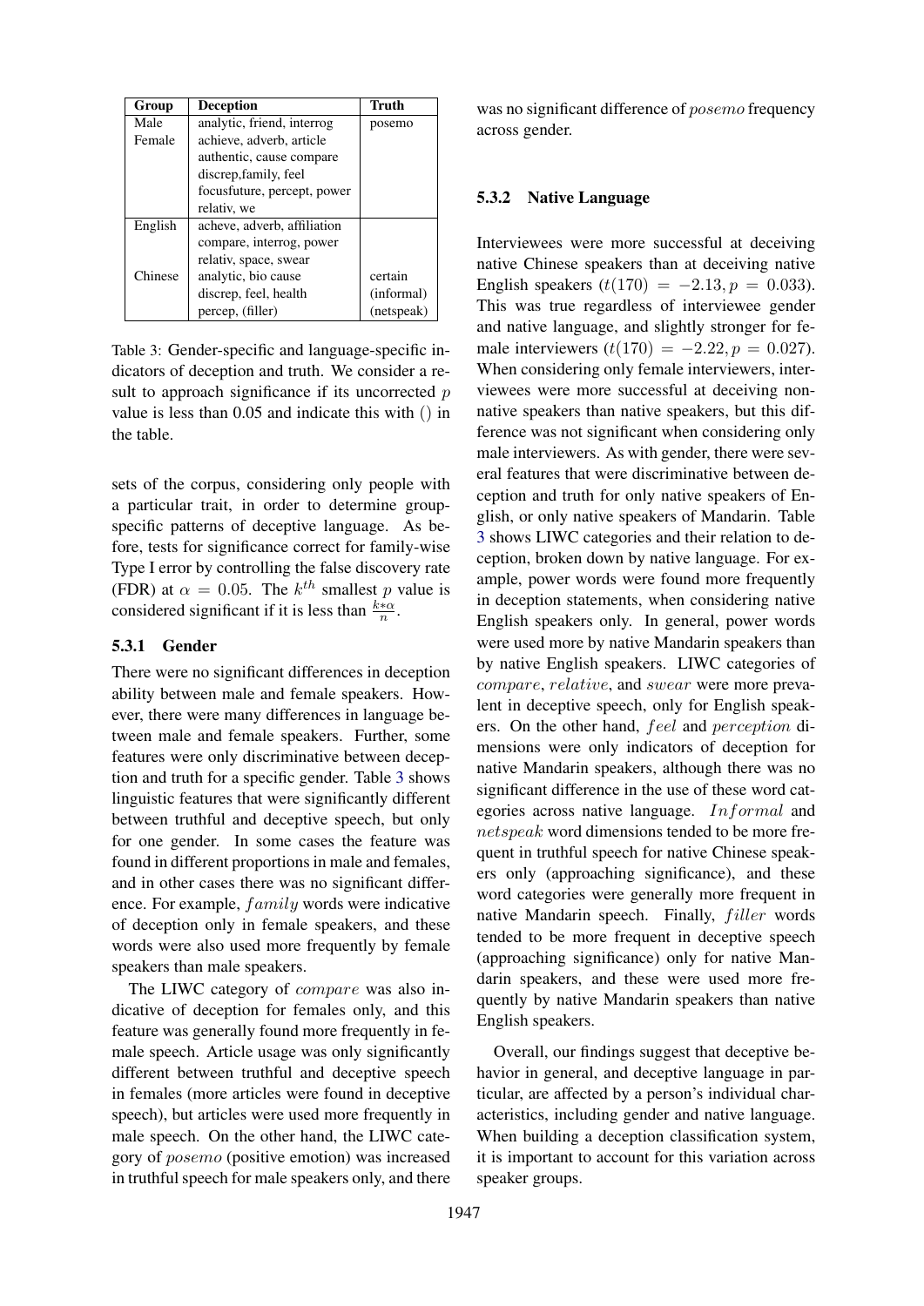| Group | Deception | Truth |
|---|---|---|
| Male | analytic, friend, interrog | posemo |
| Female | achieve, adverb, article<br>authentic, cause compare<br>discrep,family, feel<br>focusfuture, percept, power<br>relativ, we | |
| English | acheve, adverb, affiliation<br>compare, interrog, power<br>relativ, space, swear | |
| Chinese | analytic, bio cause<br>discrep, feel, health<br>percep, (filler) | certain<br>(informal)<br>(netspeak) |

Table 3: Gender-specific and language-specific indicators of deception and truth. We consider a result to approach significance if its uncorrected $p$ value is less than 0.05 and indicate this with () in the table.

sets of the corpus, considering only people with a particular trait, in order to determine group-specific patterns of deceptive language. As before, tests for significance correct for family-wise Type I error by controlling the false discovery rate (FDR) at $\alpha = 0.05$. The $k^{th}$ smallest $p$ value is considered significant if it is less than $\frac{k*\alpha}{n}$.

#### 5.3.1 Gender

There were no significant differences in deception ability between male and female speakers. However, there were many differences in language between male and female speakers. Further, some features were only discriminative between deception and truth for a specific gender. Table 3 shows linguistic features that were significantly different between truthful and deceptive speech, but only for one gender. In some cases the feature was found in different proportions in male and females, and in other cases there was no significant difference. For example, $family$ words were indicative of deception only in female speakers, and these words were also used more frequently by female speakers than male speakers.

The LIWC category of $compare$ was also indicative of deception for females only, and this feature was generally found more frequently in female speech. Article usage was only significantly different between truthful and deceptive speech in females (more articles were found in deceptive speech), but articles were used more frequently in male speech. On the other hand, the LIWC category of $posemo$ (positive emotion) was increased in truthful speech for male speakers only, and there was no significant difference of $posemo$ frequency across gender.

#### 5.3.2 Native Language

Interviewees were more successful at deceiving native Chinese speakers than at deceiving native English speakers ($t(170) = -2.13, p = 0.033$). This was true regardless of interviewee gender and native language, and slightly stronger for female interviewers ($t(170) = -2.22, p = 0.027$). When considering only female interviewers, interviewees were more successful at deceiving non-native speakers than native speakers, but this difference was not significant when considering only male interviewers. As with gender, there were several features that were discriminative between deception and truth for only native speakers of English, or only native speakers of Mandarin. Table 3 shows LIWC categories and their relation to deception, broken down by native language. For example, power words were found more frequently in deception statements, when considering native English speakers only. In general, power words were used more by native Mandarin speakers than by native English speakers. LIWC categories of $compare$, $relative$, and $swear$ were more prevalent in deceptive speech, only for English speakers. On the other hand, $feel$ and $perception$ dimensions were only indicators of deception for native Mandarin speakers, although there was no significant difference in the use of these word categories across native language. $Informal$ and $netspeak$ word dimensions tended to be more frequent in truthful speech for native Chinese speakers only (approaching significance), and these word categories were generally more frequent in native Mandarin speech. Finally, $filler$ words tended to be more frequent in deceptive speech (approaching significance) only for native Mandarin speakers, and these were used more frequently by native Mandarin speakers than native English speakers.

Overall, our findings suggest that deceptive behavior in general, and deceptive language in particular, are affected by a person's individual characteristics, including gender and native language. When building a deception classification system, it is important to account for this variation across speaker groups.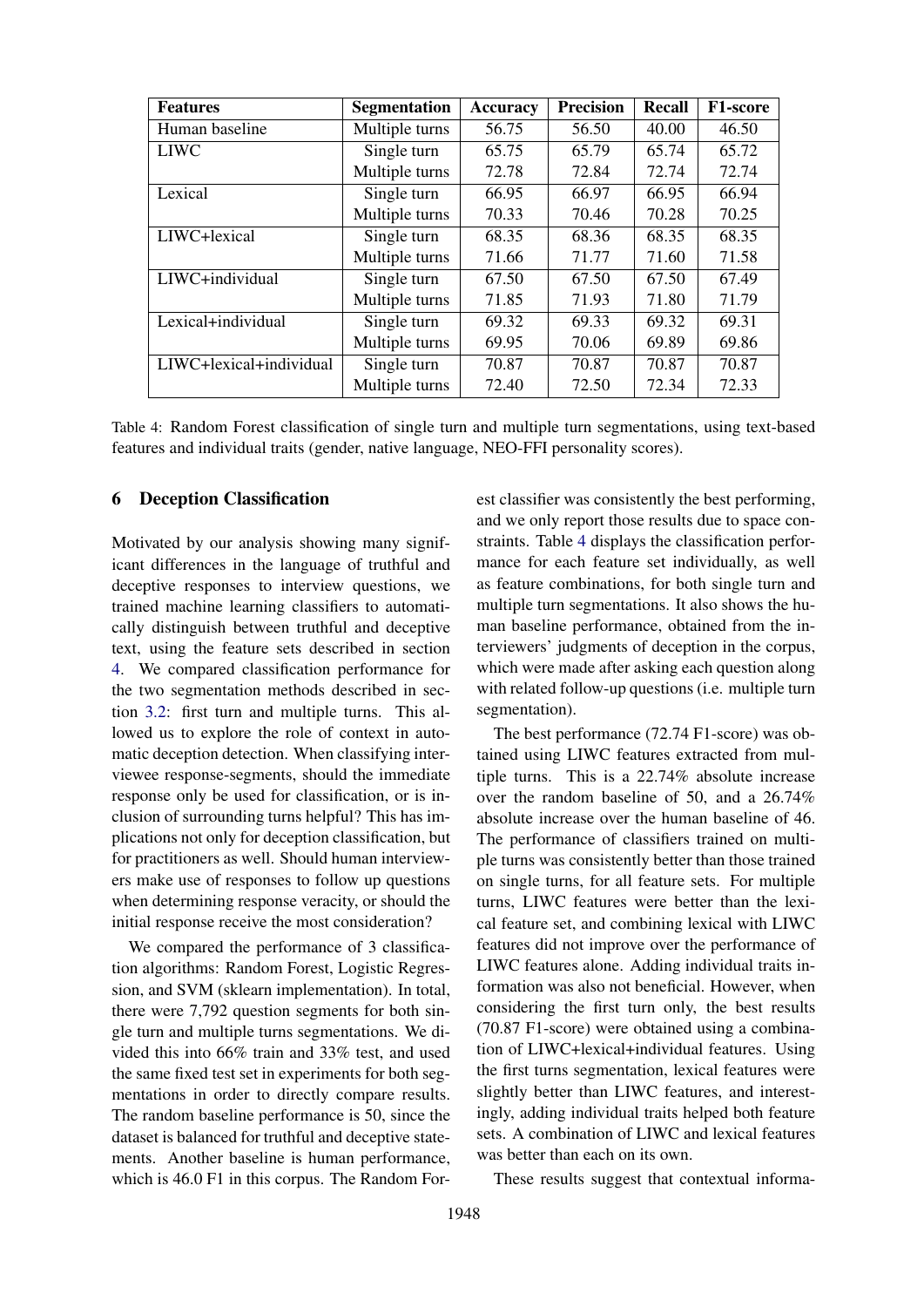| Features | Segmentation | Accuracy | Precision | Recall | F1-score |
|---|---|---|---|---|---|
| Human baseline | Multiple turns | 56.75 | 56.50 | 40.00 | 46.50 |
| LIWC | Single turn | 65.75 | 65.79 | 65.74 | 65.72 |
| | Multiple turns | 72.78 | 72.84 | 72.74 | 72.74 |
| Lexical | Single turn | 66.95 | 66.97 | 66.95 | 66.94 |
| | Multiple turns | 70.33 | 70.46 | 70.28 | 70.25 |
| LIWC+lexical | Single turn | 68.35 | 68.36 | 68.35 | 68.35 |
| | Multiple turns | 71.66 | 71.77 | 71.60 | 71.58 |
| LIWC+individual | Single turn | 67.50 | 67.50 | 67.50 | 67.49 |
| | Multiple turns | 71.85 | 71.93 | 71.80 | 71.79 |
| Lexical+individual | Single turn | 69.32 | 69.33 | 69.32 | 69.31 |
| | Multiple turns | 69.95 | 70.06 | 69.89 | 69.86 |
| LIWC+lexical+individual | Single turn | 70.87 | 70.87 | 70.87 | 70.87 |
| | Multiple turns | 72.40 | 72.50 | 72.34 | 72.33 |

Table 4: Random Forest classification of single turn and multiple turn segmentations, using text-based features and individual traits (gender, native language, NEO-FFI personality scores).

## 6 Deception Classification

Motivated by our analysis showing many significant differences in the language of truthful and deceptive responses to interview questions, we trained machine learning classifiers to automatically distinguish between truthful and deceptive text, using the feature sets described in section 4. We compared classification performance for the two segmentation methods described in section 3.2: first turn and multiple turns. This allowed us to explore the role of context in automatic deception detection. When classifying interviewee response-segments, should the immediate response only be used for classification, or is inclusion of surrounding turns helpful? This has implications not only for deception classification, but for practitioners as well. Should human interviewers make use of responses to follow up questions when determining response veracity, or should the initial response receive the most consideration?

We compared the performance of 3 classification algorithms: Random Forest, Logistic Regression, and SVM (sklearn implementation). In total, there were 7,792 question segments for both single turn and multiple turns segmentations. We divided this into 66% train and 33% test, and used the same fixed test set in experiments for both segmentations in order to directly compare results. The random baseline performance is 50, since the dataset is balanced for truthful and deceptive statements. Another baseline is human performance, which is 46.0 F1 in this corpus. The Random Forest classifier was consistently the best performing, and we only report those results due to space constraints. Table 4 displays the classification performance for each feature set individually, as well as feature combinations, for both single turn and multiple turn segmentations. It also shows the human baseline performance, obtained from the interviewers' judgments of deception in the corpus, which were made after asking each question along with related follow-up questions (i.e. multiple turn segmentation).

The best performance (72.74 F1-score) was obtained using LIWC features extracted from multiple turns. This is a 22.74% absolute increase over the random baseline of 50, and a 26.74% absolute increase over the human baseline of 46. The performance of classifiers trained on multiple turns was consistently better than those trained on single turns, for all feature sets. For multiple turns, LIWC features were better than the lexical feature set, and combining lexical with LIWC features did not improve over the performance of LIWC features alone. Adding individual traits information was also not beneficial. However, when considering the first turn only, the best results (70.87 F1-score) were obtained using a combination of LIWC+lexical+individual features. Using the first turns segmentation, lexical features were slightly better than LIWC features, and interestingly, adding individual traits helped both feature sets. A combination of LIWC and lexical features was better than each on its own.

These results suggest that contextual informa-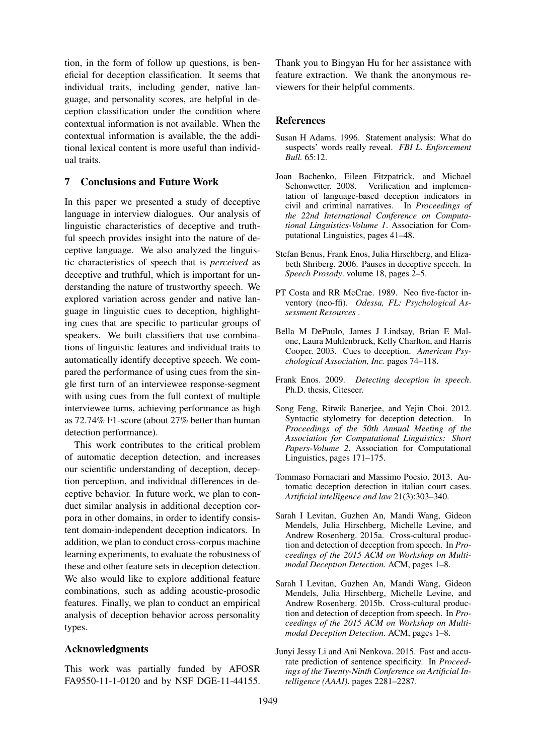tion, in the form of follow up questions, is beneficial for deception classification. It seems that individual traits, including gender, native language, and personality scores, are helpful in deception classification under the condition where contextual information is not available. When the contextual information is available, the the additional lexical content is more useful than individual traits.

## 7 Conclusions and Future Work

In this paper we presented a study of deceptive language in interview dialogues. Our analysis of linguistic characteristics of deceptive and truthful speech provides insight into the nature of deceptive language. We also analyzed the linguistic characteristics of speech that is *perceived* as deceptive and truthful, which is important for understanding the nature of trustworthy speech. We explored variation across gender and native language in linguistic cues to deception, highlighting cues that are specific to particular groups of speakers. We built classifiers that use combinations of linguistic features and individual traits to automatically identify deceptive speech. We compared the performance of using cues from the single first turn of an interviewee response-segment with using cues from the full context of multiple interviewee turns, achieving performance as high as 72.74% F1-score (about 27% better than human detection performance).

This work contributes to the critical problem of automatic deception detection, and increases our scientific understanding of deception, deception perception, and individual differences in deceptive behavior. In future work, we plan to conduct similar analysis in additional deception corpora in other domains, in order to identify consistent domain-independent deception indicators. In addition, we plan to conduct cross-corpus machine learning experiments, to evaluate the robustness of these and other feature sets in deception detection. We also would like to explore additional feature combinations, such as adding acoustic-prosodic features. Finally, we plan to conduct an empirical analysis of deception behavior across personality types.

## Acknowledgments

This work was partially funded by AFOSR FA9550-11-1-0120 and by NSF DGE-11-44155. Thank you to Bingyan Hu for her assistance with feature extraction. We thank the anonymous reviewers for their helpful comments.

## References

Susan H Adams. 1996. Statement analysis: What do suspects' words really reveal. *FBI L. Enforcement Bull.* 65:12.

Joan Bachenko, Eileen Fitzpatrick, and Michael Schonwetter. 2008. Verification and implementation of language-based deception indicators in civil and criminal narratives. In *Proceedings of the 22nd International Conference on Computational Linguistics-Volume 1*. Association for Computational Linguistics, pages 41–48.

Stefan Benus, Frank Enos, Julia Hirschberg, and Elizabeth Shriberg. 2006. Pauses in deceptive speech. In *Speech Prosody*. volume 18, pages 2–5.

PT Costa and RR McCrae. 1989. Neo five-factor inventory (neo-ffi). *Odessa, FL: Psychological Assessment Resources* .

Bella M DePaulo, James J Lindsay, Brian E Malone, Laura Muhlenbruck, Kelly Charlton, and Harris Cooper. 2003. Cues to deception. *American Psychological Association, Inc.* pages 74–118.

Frank Enos. 2009. *Detecting deception in speech*. Ph.D. thesis, Citeseer.

Song Feng, Ritwik Banerjee, and Yejin Choi. 2012. Syntactic stylometry for deception detection. In *Proceedings of the 50th Annual Meeting of the Association for Computational Linguistics: Short Papers-Volume 2*. Association for Computational Linguistics, pages 171–175.

Tommaso Fornaciari and Massimo Poesio. 2013. Automatic deception detection in italian court cases. *Artificial intelligence and law* 21(3):303–340.

Sarah I Levitan, Guzhen An, Mandi Wang, Gideon Mendels, Julia Hirschberg, Michelle Levine, and Andrew Rosenberg. 2015a. Cross-cultural production and detection of deception from speech. In *Proceedings of the 2015 ACM on Workshop on Multimodal Deception Detection*. ACM, pages 1–8.

Sarah I Levitan, Guzhen An, Mandi Wang, Gideon Mendels, Julia Hirschberg, Michelle Levine, and Andrew Rosenberg. 2015b. Cross-cultural production and detection of deception from speech. In *Proceedings of the 2015 ACM on Workshop on Multimodal Deception Detection*. ACM, pages 1–8.

Junyi Jessy Li and Ani Nenkova. 2015. Fast and accurate prediction of sentence specificity. In *Proceedings of the Twenty-Ninth Conference on Artificial Intelligence (AAAI)*. pages 2281–2287.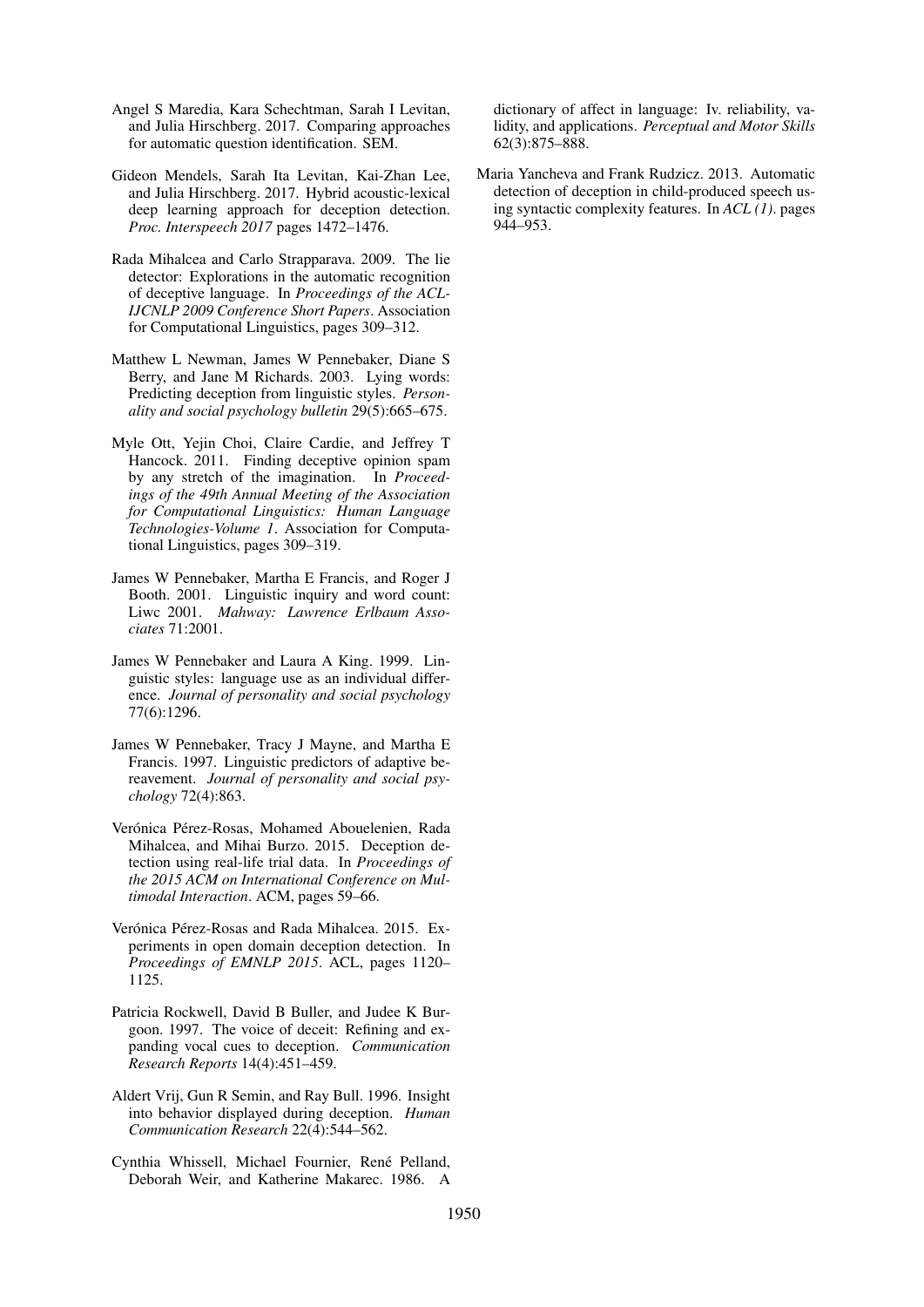Angel S Maredia, Kara Schechtman, Sarah I Levitan, and Julia Hirschberg. 2017. Comparing approaches for automatic question identification. SEM.

Gideon Mendels, Sarah Ita Levitan, Kai-Zhan Lee, and Julia Hirschberg. 2017. Hybrid acoustic-lexical deep learning approach for deception detection. *Proc. Interspeech 2017* pages 1472–1476.

Rada Mihalcea and Carlo Strapparava. 2009. The lie detector: Explorations in the automatic recognition of deceptive language. In *Proceedings of the ACL-IJCNLP 2009 Conference Short Papers*. Association for Computational Linguistics, pages 309–312.

Matthew L Newman, James W Pennebaker, Diane S Berry, and Jane M Richards. 2003. Lying words: Predicting deception from linguistic styles. *Personality and social psychology bulletin* 29(5):665–675.

Myle Ott, Yejin Choi, Claire Cardie, and Jeffrey T Hancock. 2011. Finding deceptive opinion spam by any stretch of the imagination. In *Proceedings of the 49th Annual Meeting of the Association for Computational Linguistics: Human Language Technologies-Volume 1*. Association for Computational Linguistics, pages 309–319.

James W Pennebaker, Martha E Francis, and Roger J Booth. 2001. Linguistic inquiry and word count: Liwc 2001. *Mahway: Lawrence Erlbaum Associates* 71:2001.

James W Pennebaker and Laura A King. 1999. Linguistic styles: language use as an individual difference. *Journal of personality and social psychology* 77(6):1296.

James W Pennebaker, Tracy J Mayne, and Martha E Francis. 1997. Linguistic predictors of adaptive bereavement. *Journal of personality and social psychology* 72(4):863.

Verónica Pérez-Rosas, Mohamed Abouelenien, Rada Mihalcea, and Mihai Burzo. 2015. Deception detection using real-life trial data. In *Proceedings of the 2015 ACM on International Conference on Multimodal Interaction*. ACM, pages 59–66.

Verónica Pérez-Rosas and Rada Mihalcea. 2015. Experiments in open domain deception detection. In *Proceedings of EMNLP 2015*. ACL, pages 1120–1125.

Patricia Rockwell, David B Buller, and Judee K Burgoon. 1997. The voice of deceit: Refining and expanding vocal cues to deception. *Communication Research Reports* 14(4):451–459.

Aldert Vrij, Gun R Semin, and Ray Bull. 1996. Insight into behavior displayed during deception. *Human Communication Research* 22(4):544–562.

Cynthia Whissell, Michael Fournier, René Pelland, Deborah Weir, and Katherine Makarec. 1986. A dictionary of affect in language: Iv. reliability, validity, and applications. *Perceptual and Motor Skills* 62(3):875–888.

Maria Yancheva and Frank Rudzicz. 2013. Automatic detection of deception in child-produced speech using syntactic complexity features. In *ACL (1)*. pages 944–953.